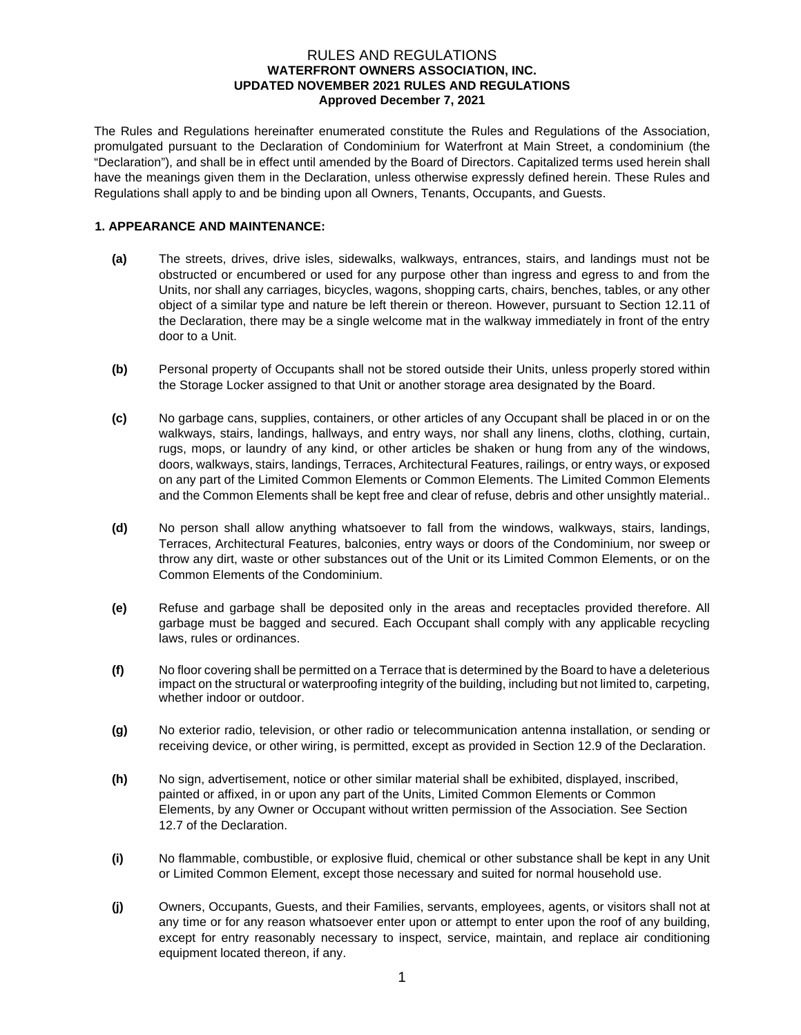# RULES AND REGULATIONS
**WATERFRONT OWNERS ASSOCIATION, INC.**
**UPDATED NOVEMBER 2021 RULES AND REGULATIONS**
**Approved December 7, 2021**

The Rules and Regulations hereinafter enumerated constitute the Rules and Regulations of the Association, promulgated pursuant to the Declaration of Condominium for Waterfront at Main Street, a condominium (the "Declaration"), and shall be in effect until amended by the Board of Directors. Capitalized terms used herein shall have the meanings given them in the Declaration, unless otherwise expressly defined herein. These Rules and Regulations shall apply to and be binding upon all Owners, Tenants, Occupants, and Guests.

## 1. APPEARANCE AND MAINTENANCE:

**(a)** The streets, drives, drive isles, sidewalks, walkways, entrances, stairs, and landings must not be obstructed or encumbered or used for any purpose other than ingress and egress to and from the Units, nor shall any carriages, bicycles, wagons, shopping carts, chairs, benches, tables, or any other object of a similar type and nature be left therein or thereon. However, pursuant to Section 12.11 of the Declaration, there may be a single welcome mat in the walkway immediately in front of the entry door to a Unit.

**(b)** Personal property of Occupants shall not be stored outside their Units, unless properly stored within the Storage Locker assigned to that Unit or another storage area designated by the Board.

**(c)** No garbage cans, supplies, containers, or other articles of any Occupant shall be placed in or on the walkways, stairs, landings, hallways, and entry ways, nor shall any linens, cloths, clothing, curtain, rugs, mops, or laundry of any kind, or other articles be shaken or hung from any of the windows, doors, walkways, stairs, landings, Terraces, Architectural Features, railings, or entry ways, or exposed on any part of the Limited Common Elements or Common Elements. The Limited Common Elements and the Common Elements shall be kept free and clear of refuse, debris and other unsightly material..

**(d)** No person shall allow anything whatsoever to fall from the windows, walkways, stairs, landings, Terraces, Architectural Features, balconies, entry ways or doors of the Condominium, nor sweep or throw any dirt, waste or other substances out of the Unit or its Limited Common Elements, or on the Common Elements of the Condominium.

**(e)** Refuse and garbage shall be deposited only in the areas and receptacles provided therefore. All garbage must be bagged and secured. Each Occupant shall comply with any applicable recycling laws, rules or ordinances.

**(f)** No floor covering shall be permitted on a Terrace that is determined by the Board to have a deleterious impact on the structural or waterproofing integrity of the building, including but not limited to, carpeting, whether indoor or outdoor.

**(g)** No exterior radio, television, or other radio or telecommunication antenna installation, or sending or receiving device, or other wiring, is permitted, except as provided in Section 12.9 of the Declaration.

**(h)** No sign, advertisement, notice or other similar material shall be exhibited, displayed, inscribed, painted or affixed, in or upon any part of the Units, Limited Common Elements or Common Elements, by any Owner or Occupant without written permission of the Association. See Section 12.7 of the Declaration.

**(i)** No flammable, combustible, or explosive fluid, chemical or other substance shall be kept in any Unit or Limited Common Element, except those necessary and suited for normal household use.

**(j)** Owners, Occupants, Guests, and their Families, servants, employees, agents, or visitors shall not at any time or for any reason whatsoever enter upon or attempt to enter upon the roof of any building, except for entry reasonably necessary to inspect, service, maintain, and replace air conditioning equipment located thereon, if any.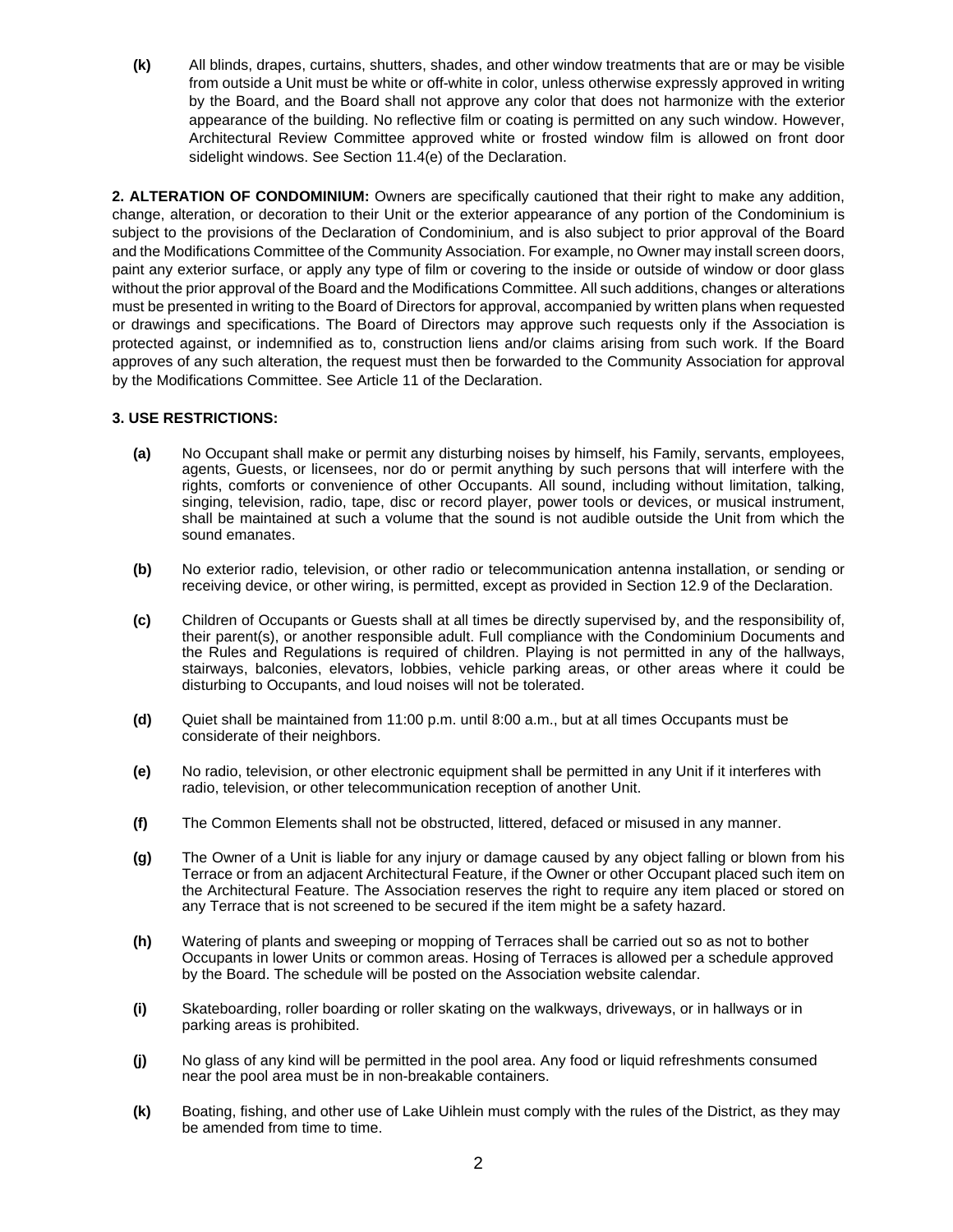**(k)** All blinds, drapes, curtains, shutters, shades, and other window treatments that are or may be visible from outside a Unit must be white or off-white in color, unless otherwise expressly approved in writing by the Board, and the Board shall not approve any color that does not harmonize with the exterior appearance of the building. No reflective film or coating is permitted on any such window. However, Architectural Review Committee approved white or frosted window film is allowed on front door sidelight windows. See Section 11.4(e) of the Declaration.

**2. ALTERATION OF CONDOMINIUM:** Owners are specifically cautioned that their right to make any addition, change, alteration, or decoration to their Unit or the exterior appearance of any portion of the Condominium is subject to the provisions of the Declaration of Condominium, and is also subject to prior approval of the Board and the Modifications Committee of the Community Association. For example, no Owner may install screen doors, paint any exterior surface, or apply any type of film or covering to the inside or outside of window or door glass without the prior approval of the Board and the Modifications Committee. All such additions, changes or alterations must be presented in writing to the Board of Directors for approval, accompanied by written plans when requested or drawings and specifications. The Board of Directors may approve such requests only if the Association is protected against, or indemnified as to, construction liens and/or claims arising from such work. If the Board approves of any such alteration, the request must then be forwarded to the Community Association for approval by the Modifications Committee. See Article 11 of the Declaration.

**3. USE RESTRICTIONS:**

**(a)** No Occupant shall make or permit any disturbing noises by himself, his Family, servants, employees, agents, Guests, or licensees, nor do or permit anything by such persons that will interfere with the rights, comforts or convenience of other Occupants. All sound, including without limitation, talking, singing, television, radio, tape, disc or record player, power tools or devices, or musical instrument, shall be maintained at such a volume that the sound is not audible outside the Unit from which the sound emanates.

**(b)** No exterior radio, television, or other radio or telecommunication antenna installation, or sending or receiving device, or other wiring, is permitted, except as provided in Section 12.9 of the Declaration.

**(c)** Children of Occupants or Guests shall at all times be directly supervised by, and the responsibility of, their parent(s), or another responsible adult. Full compliance with the Condominium Documents and the Rules and Regulations is required of children. Playing is not permitted in any of the hallways, stairways, balconies, elevators, lobbies, vehicle parking areas, or other areas where it could be disturbing to Occupants, and loud noises will not be tolerated.

**(d)** Quiet shall be maintained from 11:00 p.m. until 8:00 a.m., but at all times Occupants must be considerate of their neighbors.

**(e)** No radio, television, or other electronic equipment shall be permitted in any Unit if it interferes with radio, television, or other telecommunication reception of another Unit.

**(f)** The Common Elements shall not be obstructed, littered, defaced or misused in any manner.

**(g)** The Owner of a Unit is liable for any injury or damage caused by any object falling or blown from his Terrace or from an adjacent Architectural Feature, if the Owner or other Occupant placed such item on the Architectural Feature. The Association reserves the right to require any item placed or stored on any Terrace that is not screened to be secured if the item might be a safety hazard.

**(h)** Watering of plants and sweeping or mopping of Terraces shall be carried out so as not to bother Occupants in lower Units or common areas. Hosing of Terraces is allowed per a schedule approved by the Board. The schedule will be posted on the Association website calendar.

**(i)** Skateboarding, roller boarding or roller skating on the walkways, driveways, or in hallways or in parking areas is prohibited.

**(j)** No glass of any kind will be permitted in the pool area. Any food or liquid refreshments consumed near the pool area must be in non-breakable containers.

**(k)** Boating, fishing, and other use of Lake Uihlein must comply with the rules of the District, as they may be amended from time to time.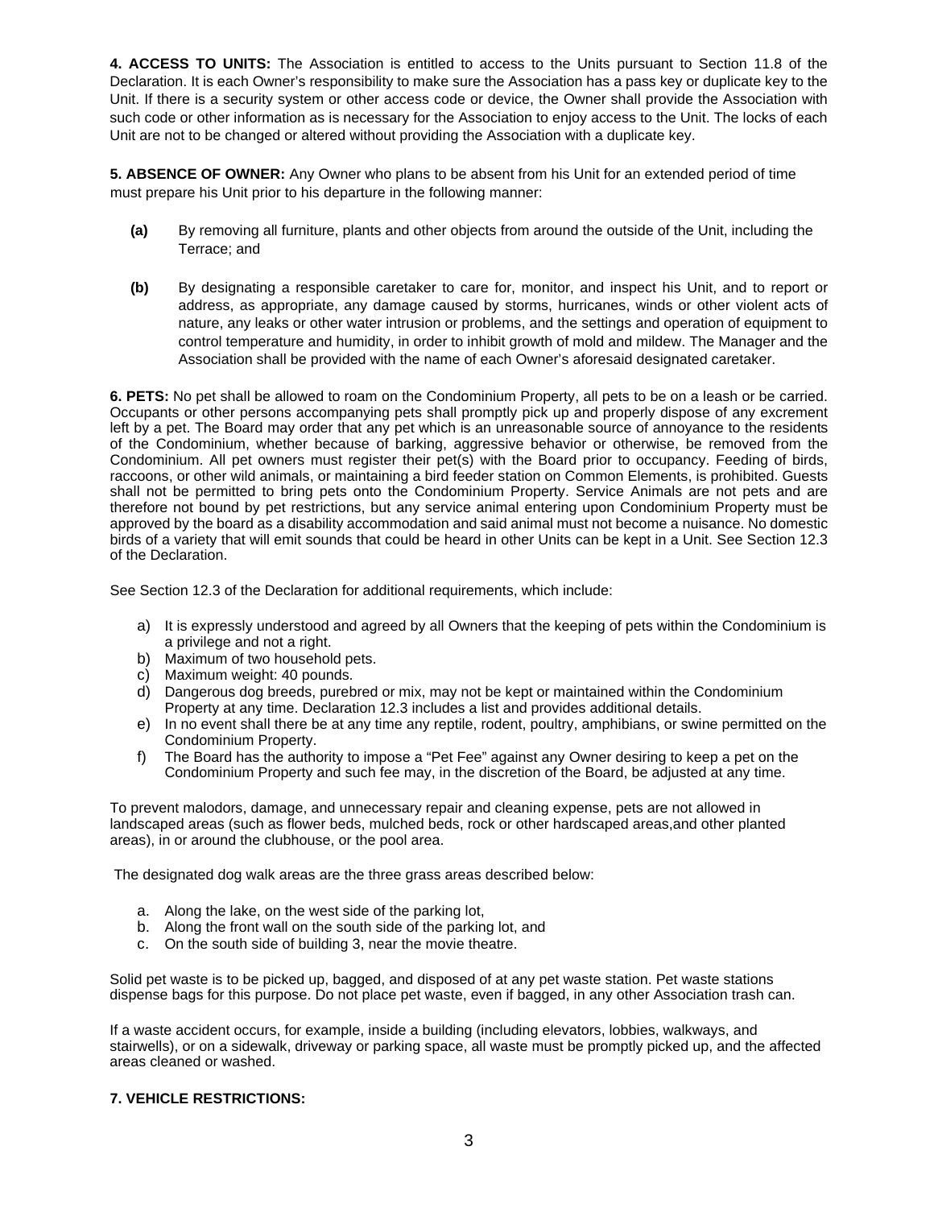**4. ACCESS TO UNITS:** The Association is entitled to access to the Units pursuant to Section 11.8 of the Declaration. It is each Owner's responsibility to make sure the Association has a pass key or duplicate key to the Unit. If there is a security system or other access code or device, the Owner shall provide the Association with such code or other information as is necessary for the Association to enjoy access to the Unit. The locks of each Unit are not to be changed or altered without providing the Association with a duplicate key.

**5. ABSENCE OF OWNER:** Any Owner who plans to be absent from his Unit for an extended period of time must prepare his Unit prior to his departure in the following manner:

**(a)** By removing all furniture, plants and other objects from around the outside of the Unit, including the Terrace; and

**(b)** By designating a responsible caretaker to care for, monitor, and inspect his Unit, and to report or address, as appropriate, any damage caused by storms, hurricanes, winds or other violent acts of nature, any leaks or other water intrusion or problems, and the settings and operation of equipment to control temperature and humidity, in order to inhibit growth of mold and mildew. The Manager and the Association shall be provided with the name of each Owner's aforesaid designated caretaker.

**6. PETS:** No pet shall be allowed to roam on the Condominium Property, all pets to be on a leash or be carried. Occupants or other persons accompanying pets shall promptly pick up and properly dispose of any excrement left by a pet. The Board may order that any pet which is an unreasonable source of annoyance to the residents of the Condominium, whether because of barking, aggressive behavior or otherwise, be removed from the Condominium. All pet owners must register their pet(s) with the Board prior to occupancy. Feeding of birds, raccoons, or other wild animals, or maintaining a bird feeder station on Common Elements, is prohibited. Guests shall not be permitted to bring pets onto the Condominium Property. Service Animals are not pets and are therefore not bound by pet restrictions, but any service animal entering upon Condominium Property must be approved by the board as a disability accommodation and said animal must not become a nuisance. No domestic birds of a variety that will emit sounds that could be heard in other Units can be kept in a Unit. See Section 12.3 of the Declaration.

See Section 12.3 of the Declaration for additional requirements, which include:

a) It is expressly understood and agreed by all Owners that the keeping of pets within the Condominium is a privilege and not a right.
b) Maximum of two household pets.
c) Maximum weight: 40 pounds.
d) Dangerous dog breeds, purebred or mix, may not be kept or maintained within the Condominium Property at any time. Declaration 12.3 includes a list and provides additional details.
e) In no event shall there be at any time any reptile, rodent, poultry, amphibians, or swine permitted on the Condominium Property.
f) The Board has the authority to impose a "Pet Fee" against any Owner desiring to keep a pet on the Condominium Property and such fee may, in the discretion of the Board, be adjusted at any time.

To prevent malodors, damage, and unnecessary repair and cleaning expense, pets are not allowed in landscaped areas (such as flower beds, mulched beds, rock or other hardscaped areas,and other planted areas), in or around the clubhouse, or the pool area.

The designated dog walk areas are the three grass areas described below:

a. Along the lake, on the west side of the parking lot,
b. Along the front wall on the south side of the parking lot, and
c. On the south side of building 3, near the movie theatre.

Solid pet waste is to be picked up, bagged, and disposed of at any pet waste station. Pet waste stations dispense bags for this purpose. Do not place pet waste, even if bagged, in any other Association trash can.

If a waste accident occurs, for example, inside a building (including elevators, lobbies, walkways, and stairwells), or on a sidewalk, driveway or parking space, all waste must be promptly picked up, and the affected areas cleaned or washed.

**7. VEHICLE RESTRICTIONS:**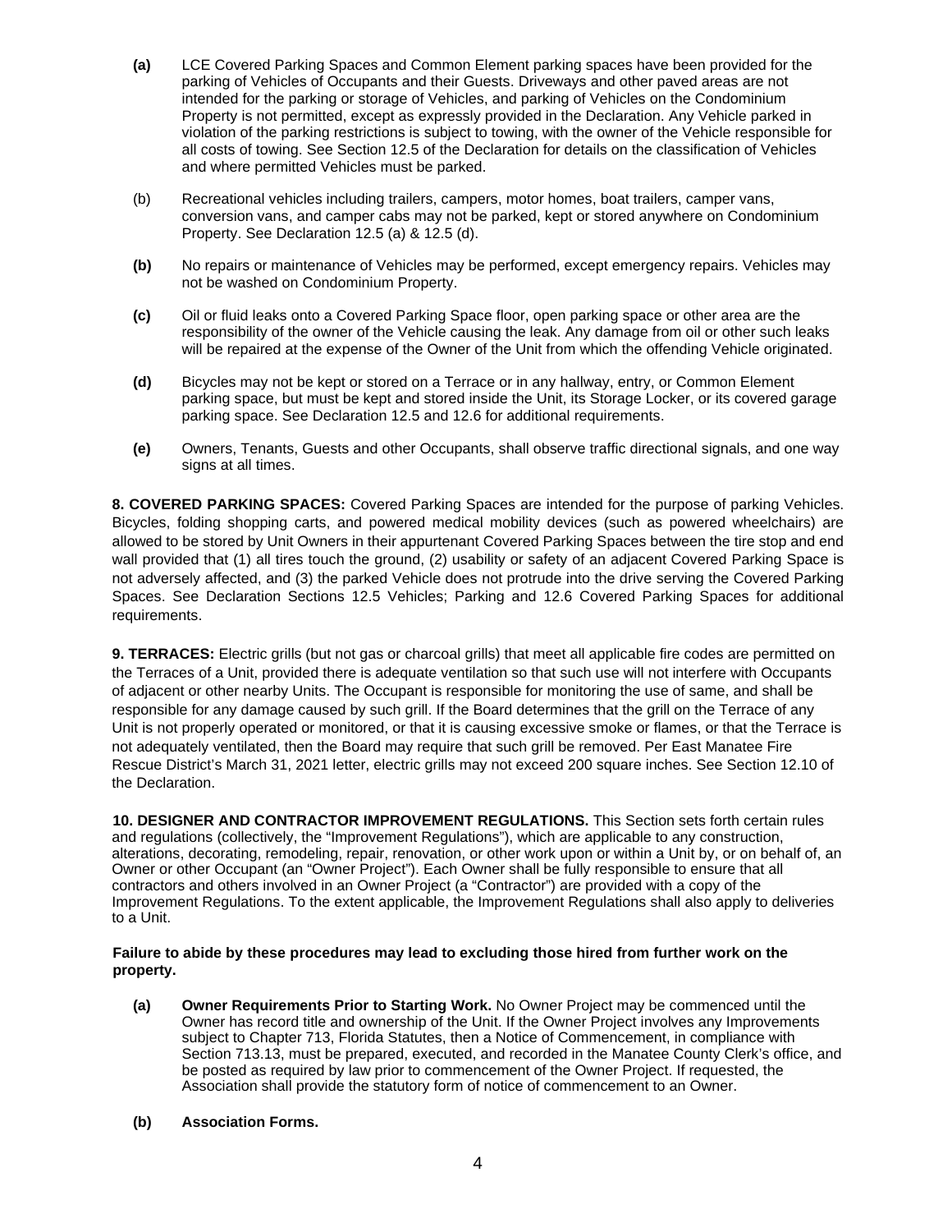**(a)** LCE Covered Parking Spaces and Common Element parking spaces have been provided for the parking of Vehicles of Occupants and their Guests. Driveways and other paved areas are not intended for the parking or storage of Vehicles, and parking of Vehicles on the Condominium Property is not permitted, except as expressly provided in the Declaration. Any Vehicle parked in violation of the parking restrictions is subject to towing, with the owner of the Vehicle responsible for all costs of towing. See Section 12.5 of the Declaration for details on the classification of Vehicles and where permitted Vehicles must be parked.

(b) Recreational vehicles including trailers, campers, motor homes, boat trailers, camper vans, conversion vans, and camper cabs may not be parked, kept or stored anywhere on Condominium Property. See Declaration 12.5 (a) & 12.5 (d).

**(b)** No repairs or maintenance of Vehicles may be performed, except emergency repairs. Vehicles may not be washed on Condominium Property.

**(c)** Oil or fluid leaks onto a Covered Parking Space floor, open parking space or other area are the responsibility of the owner of the Vehicle causing the leak. Any damage from oil or other such leaks will be repaired at the expense of the Owner of the Unit from which the offending Vehicle originated.

**(d)** Bicycles may not be kept or stored on a Terrace or in any hallway, entry, or Common Element parking space, but must be kept and stored inside the Unit, its Storage Locker, or its covered garage parking space. See Declaration 12.5 and 12.6 for additional requirements.

**(e)** Owners, Tenants, Guests and other Occupants, shall observe traffic directional signals, and one way signs at all times.

**8. COVERED PARKING SPACES:** Covered Parking Spaces are intended for the purpose of parking Vehicles. Bicycles, folding shopping carts, and powered medical mobility devices (such as powered wheelchairs) are allowed to be stored by Unit Owners in their appurtenant Covered Parking Spaces between the tire stop and end wall provided that (1) all tires touch the ground, (2) usability or safety of an adjacent Covered Parking Space is not adversely affected, and (3) the parked Vehicle does not protrude into the drive serving the Covered Parking Spaces. See Declaration Sections 12.5 Vehicles; Parking and 12.6 Covered Parking Spaces for additional requirements.

**9. TERRACES:** Electric grills (but not gas or charcoal grills) that meet all applicable fire codes are permitted on the Terraces of a Unit, provided there is adequate ventilation so that such use will not interfere with Occupants of adjacent or other nearby Units. The Occupant is responsible for monitoring the use of same, and shall be responsible for any damage caused by such grill. If the Board determines that the grill on the Terrace of any Unit is not properly operated or monitored, or that it is causing excessive smoke or flames, or that the Terrace is not adequately ventilated, then the Board may require that such grill be removed. Per East Manatee Fire Rescue District's March 31, 2021 letter, electric grills may not exceed 200 square inches. See Section 12.10 of the Declaration.

**10. DESIGNER AND CONTRACTOR IMPROVEMENT REGULATIONS.** This Section sets forth certain rules and regulations (collectively, the "Improvement Regulations"), which are applicable to any construction, alterations, decorating, remodeling, repair, renovation, or other work upon or within a Unit by, or on behalf of, an Owner or other Occupant (an "Owner Project"). Each Owner shall be fully responsible to ensure that all contractors and others involved in an Owner Project (a "Contractor") are provided with a copy of the Improvement Regulations. To the extent applicable, the Improvement Regulations shall also apply to deliveries to a Unit.

**Failure to abide by these procedures may lead to excluding those hired from further work on the property.**

**(a)** **Owner Requirements Prior to Starting Work.** No Owner Project may be commenced until the Owner has record title and ownership of the Unit. If the Owner Project involves any Improvements subject to Chapter 713, Florida Statutes, then a Notice of Commencement, in compliance with Section 713.13, must be prepared, executed, and recorded in the Manatee County Clerk's office, and be posted as required by law prior to commencement of the Owner Project. If requested, the Association shall provide the statutory form of notice of commencement to an Owner.

**(b)** **Association Forms.**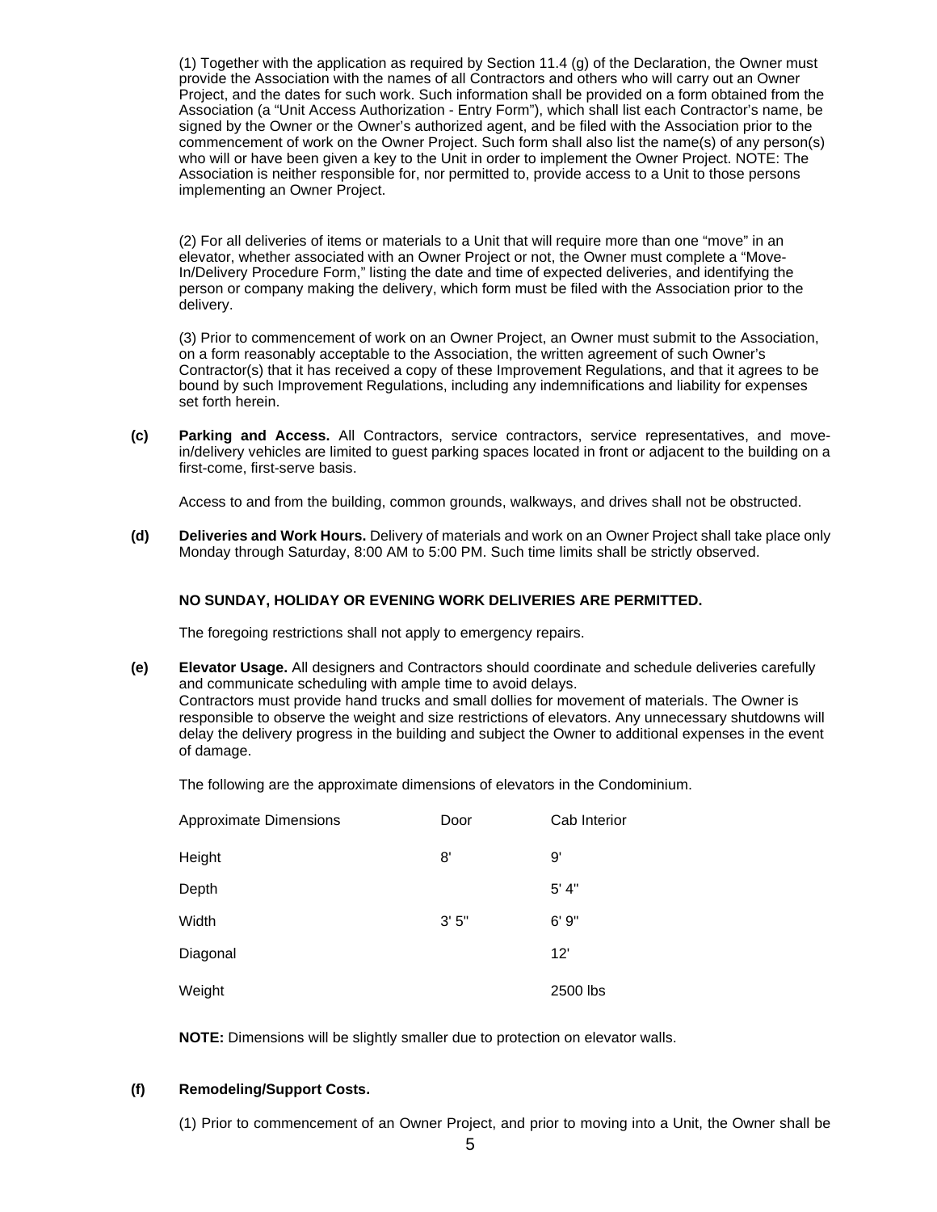(1) Together with the application as required by Section 11.4 (g) of the Declaration, the Owner must provide the Association with the names of all Contractors and others who will carry out an Owner Project, and the dates for such work. Such information shall be provided on a form obtained from the Association (a "Unit Access Authorization - Entry Form"), which shall list each Contractor's name, be signed by the Owner or the Owner's authorized agent, and be filed with the Association prior to the commencement of work on the Owner Project. Such form shall also list the name(s) of any person(s) who will or have been given a key to the Unit in order to implement the Owner Project. NOTE: The Association is neither responsible for, nor permitted to, provide access to a Unit to those persons implementing an Owner Project.

(2) For all deliveries of items or materials to a Unit that will require more than one "move" in an elevator, whether associated with an Owner Project or not, the Owner must complete a "Move-In/Delivery Procedure Form," listing the date and time of expected deliveries, and identifying the person or company making the delivery, which form must be filed with the Association prior to the delivery.

(3) Prior to commencement of work on an Owner Project, an Owner must submit to the Association, on a form reasonably acceptable to the Association, the written agreement of such Owner's Contractor(s) that it has received a copy of these Improvement Regulations, and that it agrees to be bound by such Improvement Regulations, including any indemnifications and liability for expenses set forth herein.

**(c) Parking and Access.** All Contractors, service contractors, service representatives, and move-in/delivery vehicles are limited to guest parking spaces located in front or adjacent to the building on a first-come, first-serve basis.

Access to and from the building, common grounds, walkways, and drives shall not be obstructed.

**(d) Deliveries and Work Hours.** Delivery of materials and work on an Owner Project shall take place only Monday through Saturday, 8:00 AM to 5:00 PM. Such time limits shall be strictly observed.

**NO SUNDAY, HOLIDAY OR EVENING WORK DELIVERIES ARE PERMITTED.**

The foregoing restrictions shall not apply to emergency repairs.

**(e) Elevator Usage.** All designers and Contractors should coordinate and schedule deliveries carefully and communicate scheduling with ample time to avoid delays.
Contractors must provide hand trucks and small dollies for movement of materials. The Owner is responsible to observe the weight and size restrictions of elevators. Any unnecessary shutdowns will delay the delivery progress in the building and subject the Owner to additional expenses in the event of damage.

The following are the approximate dimensions of elevators in the Condominium.

| Approximate Dimensions | Door | Cab Interior |
|---|---|---|
| Height | 8' | 9' |
| Depth | | 5' 4" |
| Width | 3' 5" | 6' 9" |
| Diagonal | | 12' |
| Weight | | 2500 lbs |

**NOTE:** Dimensions will be slightly smaller due to protection on elevator walls.

**(f) Remodeling/Support Costs.**

(1) Prior to commencement of an Owner Project, and prior to moving into a Unit, the Owner shall be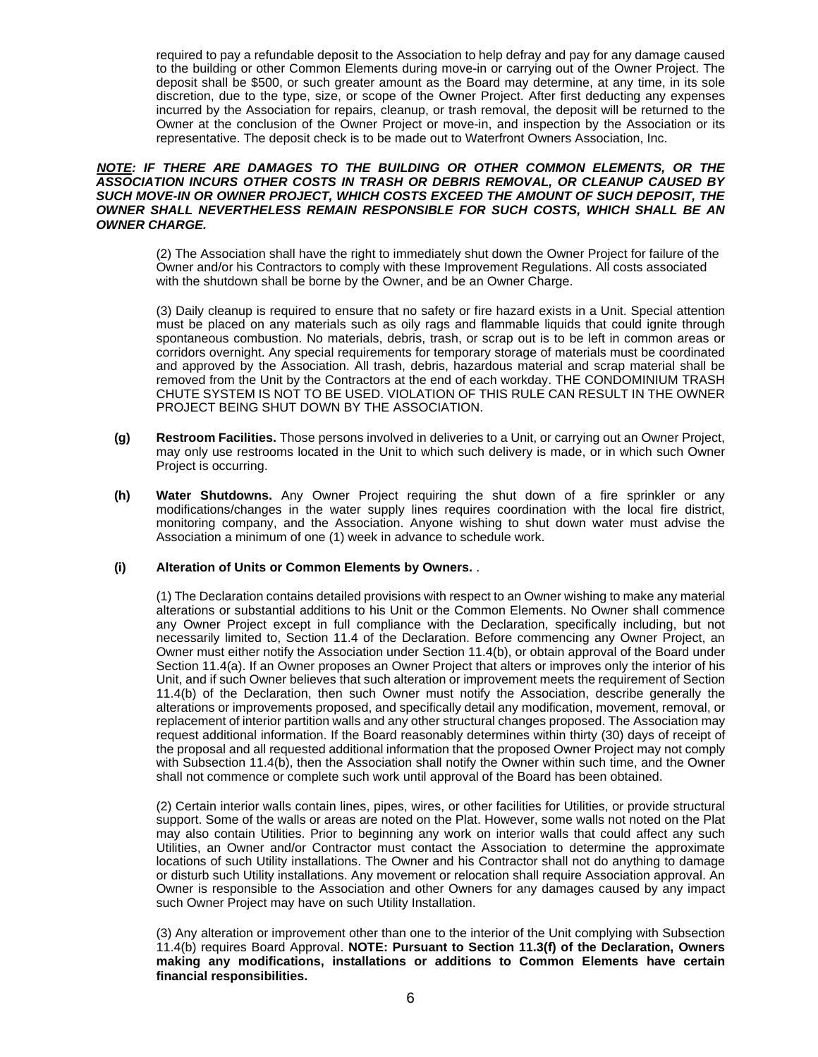required to pay a refundable deposit to the Association to help defray and pay for any damage caused to the building or other Common Elements during move-in or carrying out of the Owner Project. The deposit shall be $500, or such greater amount as the Board may determine, at any time, in its sole discretion, due to the type, size, or scope of the Owner Project. After first deducting any expenses incurred by the Association for repairs, cleanup, or trash removal, the deposit will be returned to the Owner at the conclusion of the Owner Project or move-in, and inspection by the Association or its representative. The deposit check is to be made out to Waterfront Owners Association, Inc.

***NOTE: IF THERE ARE DAMAGES TO THE BUILDING OR OTHER COMMON ELEMENTS, OR THE ASSOCIATION INCURS OTHER COSTS IN TRASH OR DEBRIS REMOVAL, OR CLEANUP CAUSED BY SUCH MOVE-IN OR OWNER PROJECT, WHICH COSTS EXCEED THE AMOUNT OF SUCH DEPOSIT, THE OWNER SHALL NEVERTHELESS REMAIN RESPONSIBLE FOR SUCH COSTS, WHICH SHALL BE AN OWNER CHARGE.***

(2) The Association shall have the right to immediately shut down the Owner Project for failure of the Owner and/or his Contractors to comply with these Improvement Regulations. All costs associated with the shutdown shall be borne by the Owner, and be an Owner Charge.

(3) Daily cleanup is required to ensure that no safety or fire hazard exists in a Unit. Special attention must be placed on any materials such as oily rags and flammable liquids that could ignite through spontaneous combustion. No materials, debris, trash, or scrap out is to be left in common areas or corridors overnight. Any special requirements for temporary storage of materials must be coordinated and approved by the Association. All trash, debris, hazardous material and scrap material shall be removed from the Unit by the Contractors at the end of each workday. THE CONDOMINIUM TRASH CHUTE SYSTEM IS NOT TO BE USED. VIOLATION OF THIS RULE CAN RESULT IN THE OWNER PROJECT BEING SHUT DOWN BY THE ASSOCIATION.

**(g) Restroom Facilities.** Those persons involved in deliveries to a Unit, or carrying out an Owner Project, may only use restrooms located in the Unit to which such delivery is made, or in which such Owner Project is occurring.

**(h) Water Shutdowns.** Any Owner Project requiring the shut down of a fire sprinkler or any modifications/changes in the water supply lines requires coordination with the local fire district, monitoring company, and the Association. Anyone wishing to shut down water must advise the Association a minimum of one (1) week in advance to schedule work.

**(i) Alteration of Units or Common Elements by Owners.** .

(1) The Declaration contains detailed provisions with respect to an Owner wishing to make any material alterations or substantial additions to his Unit or the Common Elements. No Owner shall commence any Owner Project except in full compliance with the Declaration, specifically including, but not necessarily limited to, Section 11.4 of the Declaration. Before commencing any Owner Project, an Owner must either notify the Association under Section 11.4(b), or obtain approval of the Board under Section 11.4(a). If an Owner proposes an Owner Project that alters or improves only the interior of his Unit, and if such Owner believes that such alteration or improvement meets the requirement of Section 11.4(b) of the Declaration, then such Owner must notify the Association, describe generally the alterations or improvements proposed, and specifically detail any modification, movement, removal, or replacement of interior partition walls and any other structural changes proposed. The Association may request additional information. If the Board reasonably determines within thirty (30) days of receipt of the proposal and all requested additional information that the proposed Owner Project may not comply with Subsection 11.4(b), then the Association shall notify the Owner within such time, and the Owner shall not commence or complete such work until approval of the Board has been obtained.

(2) Certain interior walls contain lines, pipes, wires, or other facilities for Utilities, or provide structural support. Some of the walls or areas are noted on the Plat. However, some walls not noted on the Plat may also contain Utilities. Prior to beginning any work on interior walls that could affect any such Utilities, an Owner and/or Contractor must contact the Association to determine the approximate locations of such Utility installations. The Owner and his Contractor shall not do anything to damage or disturb such Utility installations. Any movement or relocation shall require Association approval. An Owner is responsible to the Association and other Owners for any damages caused by any impact such Owner Project may have on such Utility Installation.

(3) Any alteration or improvement other than one to the interior of the Unit complying with Subsection 11.4(b) requires Board Approval. **NOTE: Pursuant to Section 11.3(f) of the Declaration, Owners making any modifications, installations or additions to Common Elements have certain financial responsibilities.**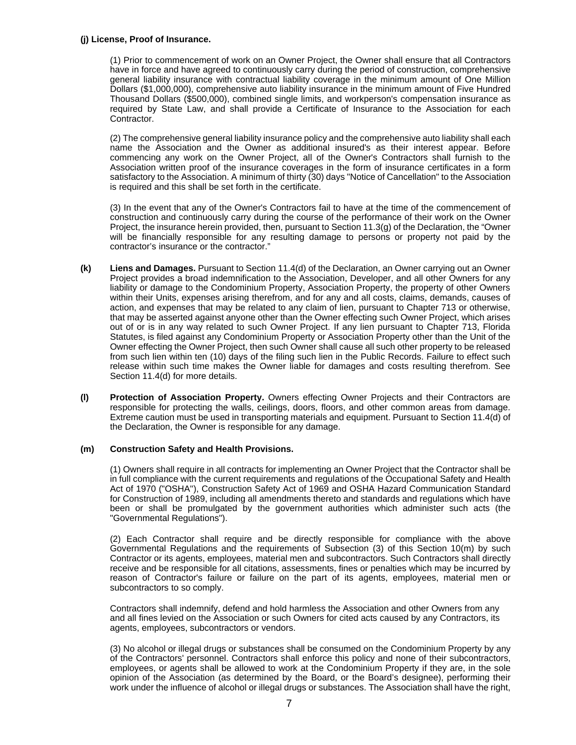**(j) License, Proof of Insurance.**

(1) Prior to commencement of work on an Owner Project, the Owner shall ensure that all Contractors have in force and have agreed to continuously carry during the period of construction, comprehensive general liability insurance with contractual liability coverage in the minimum amount of One Million Dollars ($1,000,000), comprehensive auto liability insurance in the minimum amount of Five Hundred Thousand Dollars ($500,000), combined single limits, and workperson's compensation insurance as required by State Law, and shall provide a Certificate of Insurance to the Association for each Contractor.

(2) The comprehensive general liability insurance policy and the comprehensive auto liability shall each name the Association and the Owner as additional insured's as their interest appear. Before commencing any work on the Owner Project, all of the Owner's Contractors shall furnish to the Association written proof of the insurance coverages in the form of insurance certificates in a form satisfactory to the Association. A minimum of thirty (30) days "Notice of Cancellation" to the Association is required and this shall be set forth in the certificate.

(3) In the event that any of the Owner's Contractors fail to have at the time of the commencement of construction and continuously carry during the course of the performance of their work on the Owner Project, the insurance herein provided, then, pursuant to Section 11.3(g) of the Declaration, the "Owner will be financially responsible for any resulting damage to persons or property not paid by the contractor's insurance or the contractor."

**(k) Liens and Damages.** Pursuant to Section 11.4(d) of the Declaration, an Owner carrying out an Owner Project provides a broad indemnification to the Association, Developer, and all other Owners for any liability or damage to the Condominium Property, Association Property, the property of other Owners within their Units, expenses arising therefrom, and for any and all costs, claims, demands, causes of action, and expenses that may be related to any claim of lien, pursuant to Chapter 713 or otherwise, that may be asserted against anyone other than the Owner effecting such Owner Project, which arises out of or is in any way related to such Owner Project. If any lien pursuant to Chapter 713, Florida Statutes, is filed against any Condominium Property or Association Property other than the Unit of the Owner effecting the Owner Project, then such Owner shall cause all such other property to be released from such lien within ten (10) days of the filing such lien in the Public Records. Failure to effect such release within such time makes the Owner liable for damages and costs resulting therefrom. See Section 11.4(d) for more details.

**(l) Protection of Association Property.** Owners effecting Owner Projects and their Contractors are responsible for protecting the walls, ceilings, doors, floors, and other common areas from damage. Extreme caution must be used in transporting materials and equipment. Pursuant to Section 11.4(d) of the Declaration, the Owner is responsible for any damage.

**(m) Construction Safety and Health Provisions.**

(1) Owners shall require in all contracts for implementing an Owner Project that the Contractor shall be in full compliance with the current requirements and regulations of the Occupational Safety and Health Act of 1970 ("OSHA"), Construction Safety Act of 1969 and OSHA Hazard Communication Standard for Construction of 1989, including all amendments thereto and standards and regulations which have been or shall be promulgated by the government authorities which administer such acts (the "Governmental Regulations").

(2) Each Contractor shall require and be directly responsible for compliance with the above Governmental Regulations and the requirements of Subsection (3) of this Section 10(m) by such Contractor or its agents, employees, material men and subcontractors. Such Contractors shall directly receive and be responsible for all citations, assessments, fines or penalties which may be incurred by reason of Contractor's failure or failure on the part of its agents, employees, material men or subcontractors to so comply.

Contractors shall indemnify, defend and hold harmless the Association and other Owners from any and all fines levied on the Association or such Owners for cited acts caused by any Contractors, its agents, employees, subcontractors or vendors.

(3) No alcohol or illegal drugs or substances shall be consumed on the Condominium Property by any of the Contractors' personnel. Contractors shall enforce this policy and none of their subcontractors, employees, or agents shall be allowed to work at the Condominium Property if they are, in the sole opinion of the Association (as determined by the Board, or the Board's designee), performing their work under the influence of alcohol or illegal drugs or substances. The Association shall have the right,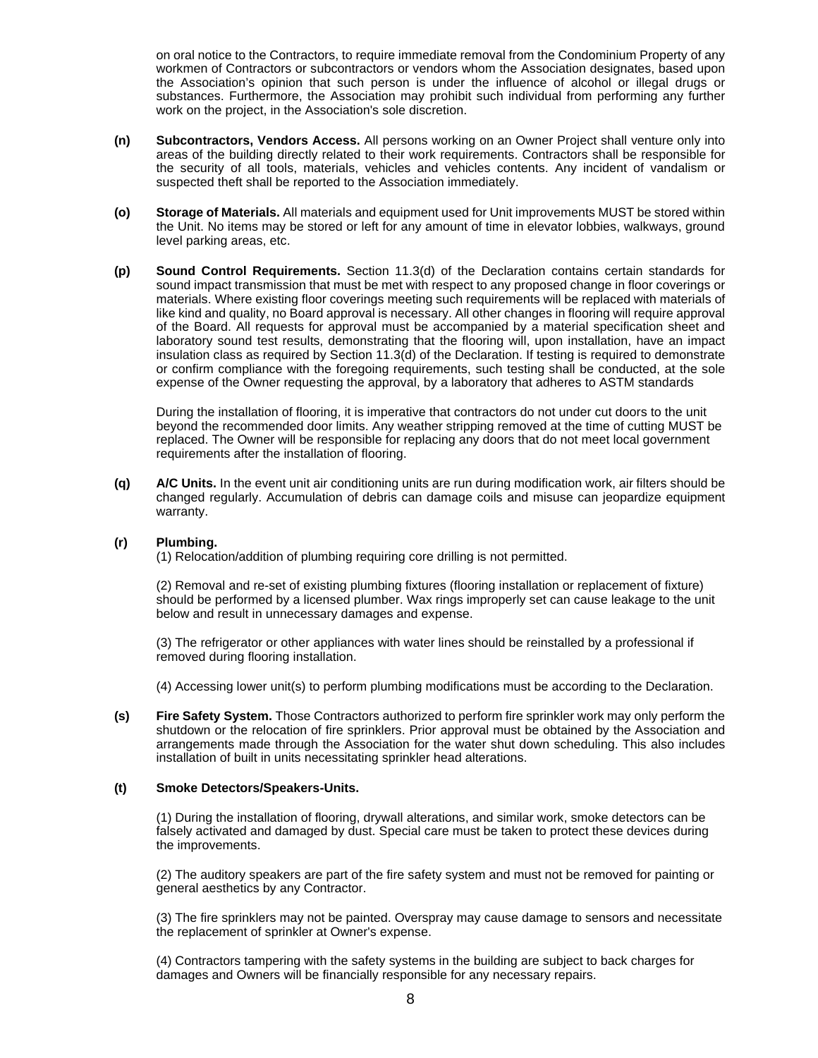on oral notice to the Contractors, to require immediate removal from the Condominium Property of any workmen of Contractors or subcontractors or vendors whom the Association designates, based upon the Association's opinion that such person is under the influence of alcohol or illegal drugs or substances. Furthermore, the Association may prohibit such individual from performing any further work on the project, in the Association's sole discretion.

**(n)** **Subcontractors, Vendors Access.** All persons working on an Owner Project shall venture only into areas of the building directly related to their work requirements. Contractors shall be responsible for the security of all tools, materials, vehicles and vehicles contents. Any incident of vandalism or suspected theft shall be reported to the Association immediately.

**(o)** **Storage of Materials.** All materials and equipment used for Unit improvements MUST be stored within the Unit. No items may be stored or left for any amount of time in elevator lobbies, walkways, ground level parking areas, etc.

**(p)** **Sound Control Requirements.** Section 11.3(d) of the Declaration contains certain standards for sound impact transmission that must be met with respect to any proposed change in floor coverings or materials. Where existing floor coverings meeting such requirements will be replaced with materials of like kind and quality, no Board approval is necessary. All other changes in flooring will require approval of the Board. All requests for approval must be accompanied by a material specification sheet and laboratory sound test results, demonstrating that the flooring will, upon installation, have an impact insulation class as required by Section 11.3(d) of the Declaration. If testing is required to demonstrate or confirm compliance with the foregoing requirements, such testing shall be conducted, at the sole expense of the Owner requesting the approval, by a laboratory that adheres to ASTM standards

During the installation of flooring, it is imperative that contractors do not under cut doors to the unit beyond the recommended door limits. Any weather stripping removed at the time of cutting MUST be replaced. The Owner will be responsible for replacing any doors that do not meet local government requirements after the installation of flooring.

**(q)** **A/C Units.** In the event unit air conditioning units are run during modification work, air filters should be changed regularly. Accumulation of debris can damage coils and misuse can jeopardize equipment warranty.

**(r)** **Plumbing.**

(1) Relocation/addition of plumbing requiring core drilling is not permitted.

(2) Removal and re-set of existing plumbing fixtures (flooring installation or replacement of fixture) should be performed by a licensed plumber. Wax rings improperly set can cause leakage to the unit below and result in unnecessary damages and expense.

(3) The refrigerator or other appliances with water lines should be reinstalled by a professional if removed during flooring installation.

(4) Accessing lower unit(s) to perform plumbing modifications must be according to the Declaration.

**(s)** **Fire Safety System.** Those Contractors authorized to perform fire sprinkler work may only perform the shutdown or the relocation of fire sprinklers. Prior approval must be obtained by the Association and arrangements made through the Association for the water shut down scheduling. This also includes installation of built in units necessitating sprinkler head alterations.

**(t)** **Smoke Detectors/Speakers-Units.**

(1) During the installation of flooring, drywall alterations, and similar work, smoke detectors can be falsely activated and damaged by dust. Special care must be taken to protect these devices during the improvements.

(2) The auditory speakers are part of the fire safety system and must not be removed for painting or general aesthetics by any Contractor.

(3) The fire sprinklers may not be painted. Overspray may cause damage to sensors and necessitate the replacement of sprinkler at Owner's expense.

(4) Contractors tampering with the safety systems in the building are subject to back charges for damages and Owners will be financially responsible for any necessary repairs.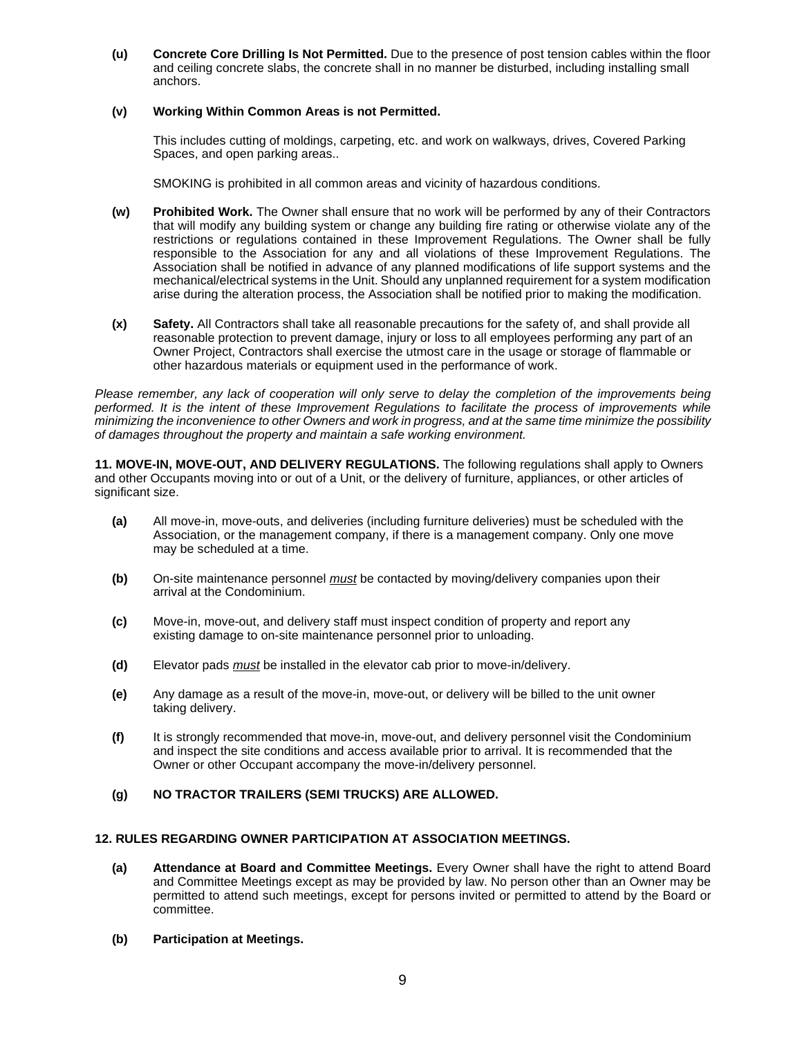**(u)** **Concrete Core Drilling Is Not Permitted.** Due to the presence of post tension cables within the floor and ceiling concrete slabs, the concrete shall in no manner be disturbed, including installing small anchors.

**(v)** **Working Within Common Areas is not Permitted.**

This includes cutting of moldings, carpeting, etc. and work on walkways, drives, Covered Parking Spaces, and open parking areas..

SMOKING is prohibited in all common areas and vicinity of hazardous conditions.

**(w)** **Prohibited Work.** The Owner shall ensure that no work will be performed by any of their Contractors that will modify any building system or change any building fire rating or otherwise violate any of the restrictions or regulations contained in these Improvement Regulations. The Owner shall be fully responsible to the Association for any and all violations of these Improvement Regulations. The Association shall be notified in advance of any planned modifications of life support systems and the mechanical/electrical systems in the Unit. Should any unplanned requirement for a system modification arise during the alteration process, the Association shall be notified prior to making the modification.

**(x)** **Safety.** All Contractors shall take all reasonable precautions for the safety of, and shall provide all reasonable protection to prevent damage, injury or loss to all employees performing any part of an Owner Project, Contractors shall exercise the utmost care in the usage or storage of flammable or other hazardous materials or equipment used in the performance of work.

*Please remember, any lack of cooperation will only serve to delay the completion of the improvements being performed. It is the intent of these Improvement Regulations to facilitate the process of improvements while minimizing the inconvenience to other Owners and work in progress, and at the same time minimize the possibility of damages throughout the property and maintain a safe working environment.*

**11. MOVE-IN, MOVE-OUT, AND DELIVERY REGULATIONS.** The following regulations shall apply to Owners and other Occupants moving into or out of a Unit, or the delivery of furniture, appliances, or other articles of significant size.

**(a)** All move-in, move-outs, and deliveries (including furniture deliveries) must be scheduled with the Association, or the management company, if there is a management company. Only one move may be scheduled at a time.

**(b)** On-site maintenance personnel *must* be contacted by moving/delivery companies upon their arrival at the Condominium.

**(c)** Move-in, move-out, and delivery staff must inspect condition of property and report any existing damage to on-site maintenance personnel prior to unloading.

**(d)** Elevator pads *must* be installed in the elevator cab prior to move-in/delivery.

**(e)** Any damage as a result of the move-in, move-out, or delivery will be billed to the unit owner taking delivery.

**(f)** It is strongly recommended that move-in, move-out, and delivery personnel visit the Condominium and inspect the site conditions and access available prior to arrival. It is recommended that the Owner or other Occupant accompany the move-in/delivery personnel.

**(g)** **NO TRACTOR TRAILERS (SEMI TRUCKS) ARE ALLOWED.**

**12. RULES REGARDING OWNER PARTICIPATION AT ASSOCIATION MEETINGS.**

**(a)** **Attendance at Board and Committee Meetings.** Every Owner shall have the right to attend Board and Committee Meetings except as may be provided by law. No person other than an Owner may be permitted to attend such meetings, except for persons invited or permitted to attend by the Board or committee.

**(b)** **Participation at Meetings.**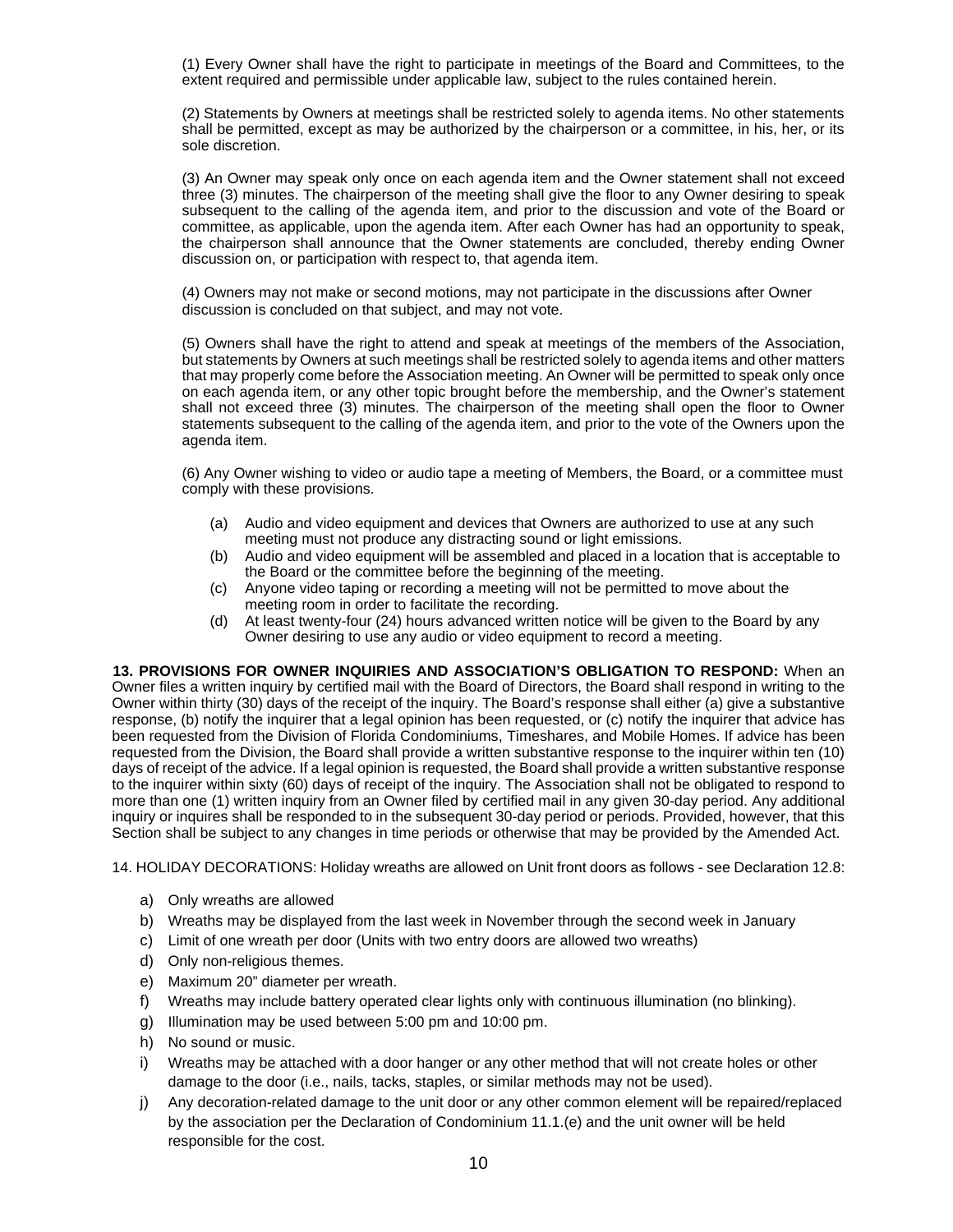(1) Every Owner shall have the right to participate in meetings of the Board and Committees, to the extent required and permissible under applicable law, subject to the rules contained herein.

(2) Statements by Owners at meetings shall be restricted solely to agenda items. No other statements shall be permitted, except as may be authorized by the chairperson or a committee, in his, her, or its sole discretion.

(3) An Owner may speak only once on each agenda item and the Owner statement shall not exceed three (3) minutes. The chairperson of the meeting shall give the floor to any Owner desiring to speak subsequent to the calling of the agenda item, and prior to the discussion and vote of the Board or committee, as applicable, upon the agenda item. After each Owner has had an opportunity to speak, the chairperson shall announce that the Owner statements are concluded, thereby ending Owner discussion on, or participation with respect to, that agenda item.

(4) Owners may not make or second motions, may not participate in the discussions after Owner discussion is concluded on that subject, and may not vote.

(5) Owners shall have the right to attend and speak at meetings of the members of the Association, but statements by Owners at such meetings shall be restricted solely to agenda items and other matters that may properly come before the Association meeting. An Owner will be permitted to speak only once on each agenda item, or any other topic brought before the membership, and the Owner's statement shall not exceed three (3) minutes. The chairperson of the meeting shall open the floor to Owner statements subsequent to the calling of the agenda item, and prior to the vote of the Owners upon the agenda item.

(6) Any Owner wishing to video or audio tape a meeting of Members, the Board, or a committee must comply with these provisions.

(a) Audio and video equipment and devices that Owners are authorized to use at any such meeting must not produce any distracting sound or light emissions.
(b) Audio and video equipment will be assembled and placed in a location that is acceptable to the Board or the committee before the beginning of the meeting.
(c) Anyone video taping or recording a meeting will not be permitted to move about the meeting room in order to facilitate the recording.
(d) At least twenty-four (24) hours advanced written notice will be given to the Board by any Owner desiring to use any audio or video equipment to record a meeting.

**13. PROVISIONS FOR OWNER INQUIRIES AND ASSOCIATION'S OBLIGATION TO RESPOND:** When an Owner files a written inquiry by certified mail with the Board of Directors, the Board shall respond in writing to the Owner within thirty (30) days of the receipt of the inquiry. The Board's response shall either (a) give a substantive response, (b) notify the inquirer that a legal opinion has been requested, or (c) notify the inquirer that advice has been requested from the Division of Florida Condominiums, Timeshares, and Mobile Homes. If advice has been requested from the Division, the Board shall provide a written substantive response to the inquirer within ten (10) days of receipt of the advice. If a legal opinion is requested, the Board shall provide a written substantive response to the inquirer within sixty (60) days of receipt of the inquiry. The Association shall not be obligated to respond to more than one (1) written inquiry from an Owner filed by certified mail in any given 30-day period. Any additional inquiry or inquires shall be responded to in the subsequent 30-day period or periods. Provided, however, that this Section shall be subject to any changes in time periods or otherwise that may be provided by the Amended Act.

14. HOLIDAY DECORATIONS: Holiday wreaths are allowed on Unit front doors as follows - see Declaration 12.8:

a) Only wreaths are allowed
b) Wreaths may be displayed from the last week in November through the second week in January
c) Limit of one wreath per door (Units with two entry doors are allowed two wreaths)
d) Only non-religious themes.
e) Maximum 20" diameter per wreath.
f) Wreaths may include battery operated clear lights only with continuous illumination (no blinking).
g) Illumination may be used between 5:00 pm and 10:00 pm.
h) No sound or music.
i) Wreaths may be attached with a door hanger or any other method that will not create holes or other damage to the door (i.e., nails, tacks, staples, or similar methods may not be used).
j) Any decoration-related damage to the unit door or any other common element will be repaired/replaced by the association per the Declaration of Condominium 11.1.(e) and the unit owner will be held responsible for the cost.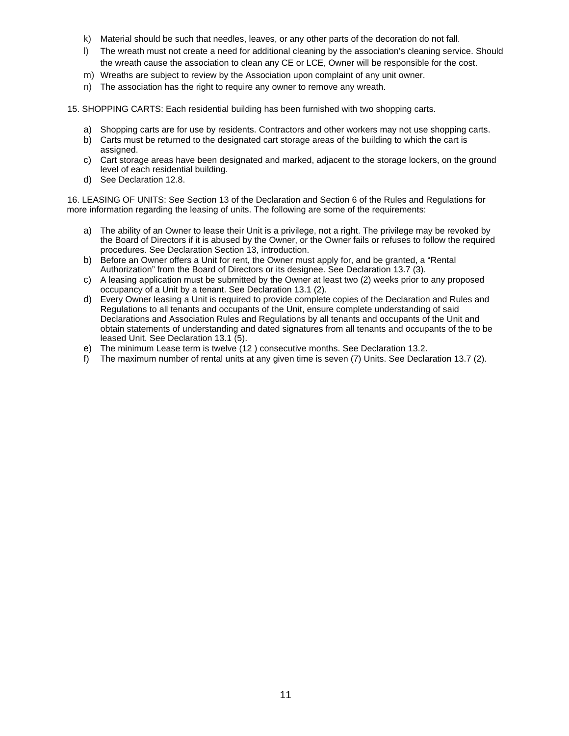k) Material should be such that needles, leaves, or any other parts of the decoration do not fall.

l) The wreath must not create a need for additional cleaning by the association's cleaning service. Should the wreath cause the association to clean any CE or LCE, Owner will be responsible for the cost.

m) Wreaths are subject to review by the Association upon complaint of any unit owner.

n) The association has the right to require any owner to remove any wreath.

15. SHOPPING CARTS: Each residential building has been furnished with two shopping carts.

a) Shopping carts are for use by residents. Contractors and other workers may not use shopping carts.

b) Carts must be returned to the designated cart storage areas of the building to which the cart is assigned.

c) Cart storage areas have been designated and marked, adjacent to the storage lockers, on the ground level of each residential building.

d) See Declaration 12.8.

16. LEASING OF UNITS: See Section 13 of the Declaration and Section 6 of the Rules and Regulations for more information regarding the leasing of units. The following are some of the requirements:

a) The ability of an Owner to lease their Unit is a privilege, not a right. The privilege may be revoked by the Board of Directors if it is abused by the Owner, or the Owner fails or refuses to follow the required procedures. See Declaration Section 13, introduction.

b) Before an Owner offers a Unit for rent, the Owner must apply for, and be granted, a "Rental Authorization" from the Board of Directors or its designee. See Declaration 13.7 (3).

c) A leasing application must be submitted by the Owner at least two (2) weeks prior to any proposed occupancy of a Unit by a tenant. See Declaration 13.1 (2).

d) Every Owner leasing a Unit is required to provide complete copies of the Declaration and Rules and Regulations to all tenants and occupants of the Unit, ensure complete understanding of said Declarations and Association Rules and Regulations by all tenants and occupants of the Unit and obtain statements of understanding and dated signatures from all tenants and occupants of the to be leased Unit. See Declaration 13.1 (5).

e) The minimum Lease term is twelve (12 ) consecutive months. See Declaration 13.2.

f) The maximum number of rental units at any given time is seven (7) Units. See Declaration 13.7 (2).